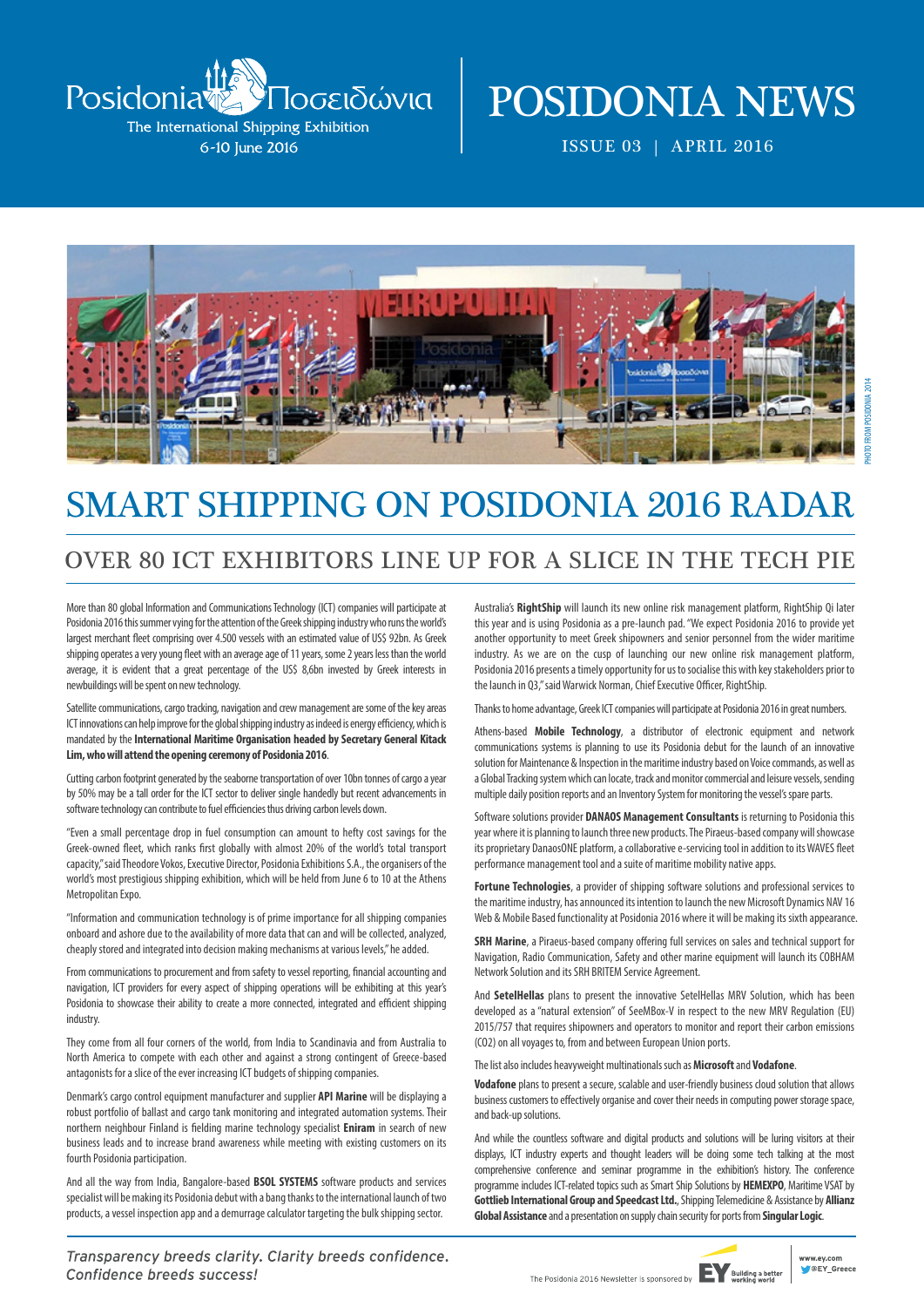Posidonia Ποσειδώνια
The International Shipping Exhibition
6-10 June 2016

# POSIDONIA NEWS

ISSUE 03 | APRIL 2016

PHOTO FROM POSIDONIA 2014

# SMART SHIPPING ON POSIDONIA 2016 RADAR

## OVER 80 ICT EXHIBITORS LINE UP FOR A SLICE IN THE TECH PIE

More than 80 global Information and Communications Technology (ICT) companies will participate at Posidonia 2016 this summer vying for the attention of the Greek shipping industry who runs the world's largest merchant fleet comprising over 4.500 vessels with an estimated value of US$ 92bn. As Greek shipping operates a very young fleet with an average age of 11 years, some 2 years less than the world average, it is evident that a great percentage of the US$ 8,6bn invested by Greek interests in newbuildings will be spent on new technology.

Satellite communications, cargo tracking, navigation and crew management are some of the key areas ICT innovations can help improve for the global shipping industry as indeed is energy efficiency, which is mandated by the **International Maritime Organisation headed by Secretary General Kitack Lim, who will attend the opening ceremony of Posidonia 2016**.

Cutting carbon footprint generated by the seaborne transportation of over 10bn tonnes of cargo a year by 50% may be a tall order for the ICT sector to deliver single handedly but recent advancements in software technology can contribute to fuel efficiencies thus driving carbon levels down.

"Even a small percentage drop in fuel consumption can amount to hefty cost savings for the Greek-owned fleet, which ranks first globally with almost 20% of the world's total transport capacity," said Theodore Vokos, Executive Director, Posidonia Exhibitions S.A., the organisers of the world's most prestigious shipping exhibition, which will be held from June 6 to 10 at the Athens Metropolitan Expo.

"Information and communication technology is of prime importance for all shipping companies onboard and ashore due to the availability of more data that can and will be collected, analyzed, cheaply stored and integrated into decision making mechanisms at various levels," he added.

From communications to procurement and from safety to vessel reporting, financial accounting and navigation, ICT providers for every aspect of shipping operations will be exhibiting at this year's Posidonia to showcase their ability to create a more connected, integrated and efficient shipping industry.

They come from all four corners of the world, from India to Scandinavia and from Australia to North America to compete with each other and against a strong contingent of Greece-based antagonists for a slice of the ever increasing ICT budgets of shipping companies.

Denmark's cargo control equipment manufacturer and supplier **API Marine** will be displaying a robust portfolio of ballast and cargo tank monitoring and integrated automation systems. Their northern neighbour Finland is fielding marine technology specialist **Eniram** in search of new business leads and to increase brand awareness while meeting with existing customers on its fourth Posidonia participation.

And all the way from India, Bangalore-based **BSOL SYSTEMS** software products and services specialist will be making its Posidonia debut with a bang thanks to the international launch of two products, a vessel inspection app and a demurrage calculator targeting the bulk shipping sector.

Australia's **RightShip** will launch its new online risk management platform, RightShip Qi later this year and is using Posidonia as a pre-launch pad. "We expect Posidonia 2016 to provide yet another opportunity to meet Greek shipowners and senior personnel from the wider maritime industry. As we are on the cusp of launching our new online risk management platform, Posidonia 2016 presents a timely opportunity for us to socialise this with key stakeholders prior to the launch in Q3," said Warwick Norman, Chief Executive Officer, RightShip.

Thanks to home advantage, Greek ICT companies will participate at Posidonia 2016 in great numbers.

Athens-based **Mobile Technology**, a distributor of electronic equipment and network communications systems is planning to use its Posidonia debut for the launch of an innovative solution for Maintenance & Inspection in the maritime industry based on Voice commands, as well as a Global Tracking system which can locate, track and monitor commercial and leisure vessels, sending multiple daily position reports and an Inventory System for monitoring the vessel's spare parts.

Software solutions provider **DANAOS Management Consultants** is returning to Posidonia this year where it is planning to launch three new products. The Piraeus-based company will showcase its proprietary DanaosONE platform, a collaborative e-servicing tool in addition to its WAVES fleet performance management tool and a suite of maritime mobility native apps.

**Fortune Technologies**, a provider of shipping software solutions and professional services to the maritime industry, has announced its intention to launch the new Microsoft Dynamics NAV 16 Web & Mobile Based functionality at Posidonia 2016 where it will be making its sixth appearance.

**SRH Marine**, a Piraeus-based company offering full services on sales and technical support for Navigation, Radio Communication, Safety and other marine equipment will launch its COBHAM Network Solution and its SRH BRITEM Service Agreement.

And **SetelHellas** plans to present the innovative SetelHellas MRV Solution, which has been developed as a "natural extension" of SeeMBox-V in respect to the new MRV Regulation (EU) 2015/757 that requires shipowners and operators to monitor and report their carbon emissions ($CO_2$) on all voyages to, from and between European Union ports.

The list also includes heavyweight multinationals such as **Microsoft** and **Vodafone**.

**Vodafone** plans to present a secure, scalable and user-friendly business cloud solution that allows business customers to effectively organise and cover their needs in computing power storage space, and back-up solutions.

And while the countless software and digital products and solutions will be luring visitors at their displays, ICT industry experts and thought leaders will be doing some tech talking at the most comprehensive conference and seminar programme in the exhibition's history. The conference programme includes ICT-related topics such as Smart Ship Solutions by **HEMEXPO**, Maritime VSAT by **Gottlieb International Group and Speedcast Ltd.**, Shipping Telemedicine & Assistance by **Allianz Global Assistance** and a presentation on supply chain security for ports from **Singular Logic**.

*Transparency breeds clarity. Clarity breeds confidence. Confidence breeds success!*

The Posidonia 2016 Newsletter is sponsored by EY Building a better working world

www.ey.com
@EY_Greece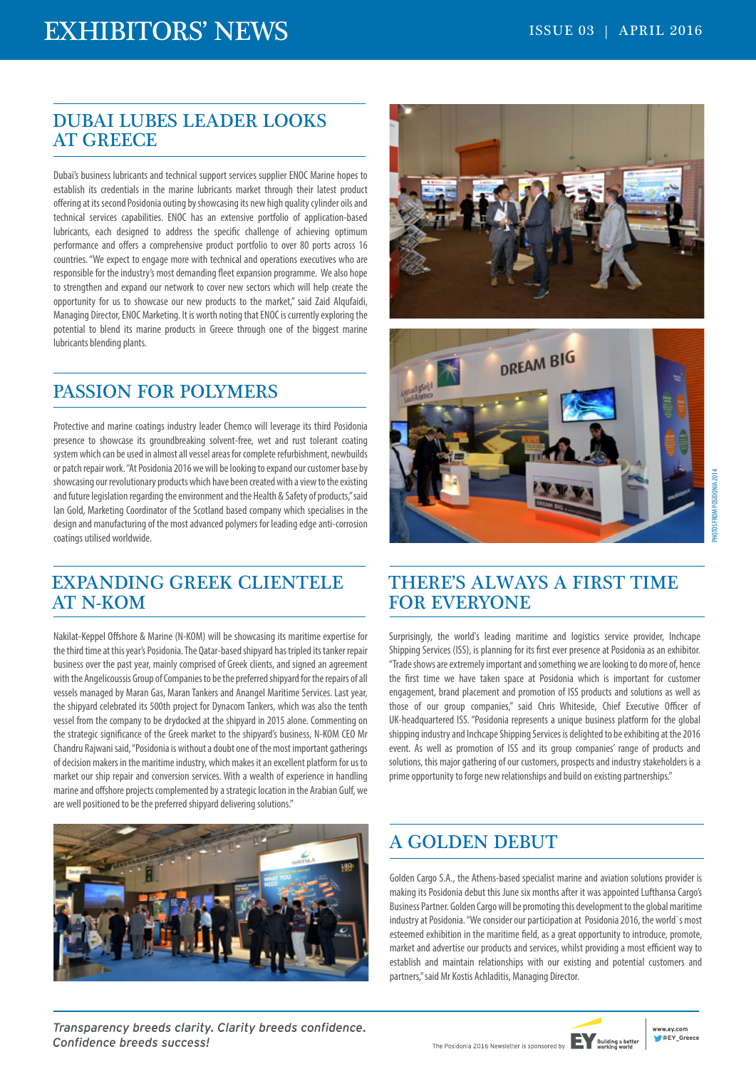## DUBAI LUBES LEADER LOOKS AT GREECE

Dubai's business lubricants and technical support services supplier ENOC Marine hopes to establish its credentials in the marine lubricants market through their latest product offering at its second Posidonia outing by showcasing its new high quality cylinder oils and technical services capabilities. ENOC has an extensive portfolio of application-based lubricants, each designed to address the specific challenge of achieving optimum performance and offers a comprehensive product portfolio to over 80 ports across 16 countries. "We expect to engage more with technical and operations executives who are responsible for the industry's most demanding fleet expansion programme. We also hope to strengthen and expand our network to cover new sectors which will help create the opportunity for us to showcase our new products to the market," said Zaid Alqufaidi, Managing Director, ENOC Marketing. It is worth noting that ENOC is currently exploring the potential to blend its marine products in Greece through one of the biggest marine lubricants blending plants.

## PASSION FOR POLYMERS

Protective and marine coatings industry leader Chemco will leverage its third Posidonia presence to showcase its groundbreaking solvent-free, wet and rust tolerant coating system which can be used in almost all vessel areas for complete refurbishment, newbuilds or patch repair work. "At Posidonia 2016 we will be looking to expand our customer base by showcasing our revolutionary products which have been created with a view to the existing and future legislation regarding the environment and the Health & Safety of products," said Ian Gold, Marketing Coordinator of the Scotland based company which specialises in the design and manufacturing of the most advanced polymers for leading edge anti-corrosion coatings utilised worldwide.

PHOTOS FROM POSIDONIA 2014

## EXPANDING GREEK CLIENTELE AT N-KOM

Nakilat-Keppel Offshore & Marine (N-KOM) will be showcasing its maritime expertise for the third time at this year's Posidonia. The Qatar-based shipyard has tripled its tanker repair business over the past year, mainly comprised of Greek clients, and signed an agreement with the Angelicoussis Group of Companies to be the preferred shipyard for the repairs of all vessels managed by Maran Gas, Maran Tankers and Anangel Maritime Services. Last year, the shipyard celebrated its 500th project for Dynacom Tankers, which was also the tenth vessel from the company to be drydocked at the shipyard in 2015 alone. Commenting on the strategic significance of the Greek market to the shipyard's business, N-KOM CEO Mr Chandru Rajwani said, "Posidonia is without a doubt one of the most important gatherings of decision makers in the maritime industry, which makes it an excellent platform for us to market our ship repair and conversion services. With a wealth of experience in handling marine and offshore projects complemented by a strategic location in the Arabian Gulf, we are well positioned to be the preferred shipyard delivering solutions."

## THERE'S ALWAYS A FIRST TIME FOR EVERYONE

Surprisingly, the world's leading maritime and logistics service provider, Inchcape Shipping Services (ISS), is planning for its first ever presence at Posidonia as an exhibitor. "Trade shows are extremely important and something we are looking to do more of, hence the first time we have taken space at Posidonia which is important for customer engagement, brand placement and promotion of ISS products and solutions as well as those of our group companies," said Chris Whiteside, Chief Executive Officer of UK-headquartered ISS. "Posidonia represents a unique business platform for the global shipping industry and Inchcape Shipping Services is delighted to be exhibiting at the 2016 event. As well as promotion of ISS and its group companies' range of products and solutions, this major gathering of our customers, prospects and industry stakeholders is a prime opportunity to forge new relationships and build on existing partnerships."

## A GOLDEN DEBUT

Golden Cargo S.A., the Athens-based specialist marine and aviation solutions provider is making its Posidonia debut this June six months after it was appointed Lufthansa Cargo's Business Partner. Golden Cargo will be promoting this development to the global maritime industry at Posidonia. "We consider our participation at Posidonia 2016, the world`s most esteemed exhibition in the maritime field, as a great opportunity to introduce, promote, market and advertise our products and services, whilst providing a most efficient way to establish and maintain relationships with our existing and potential customers and partners," said Mr Kostis Achladitis, Managing Director.

*Transparency breeds clarity. Clarity breeds confidence. Confidence breeds success!*

The Posidonia 2016 Newsletter is sponsored by EY Building a better working world | www.ey.com | @EY_Greece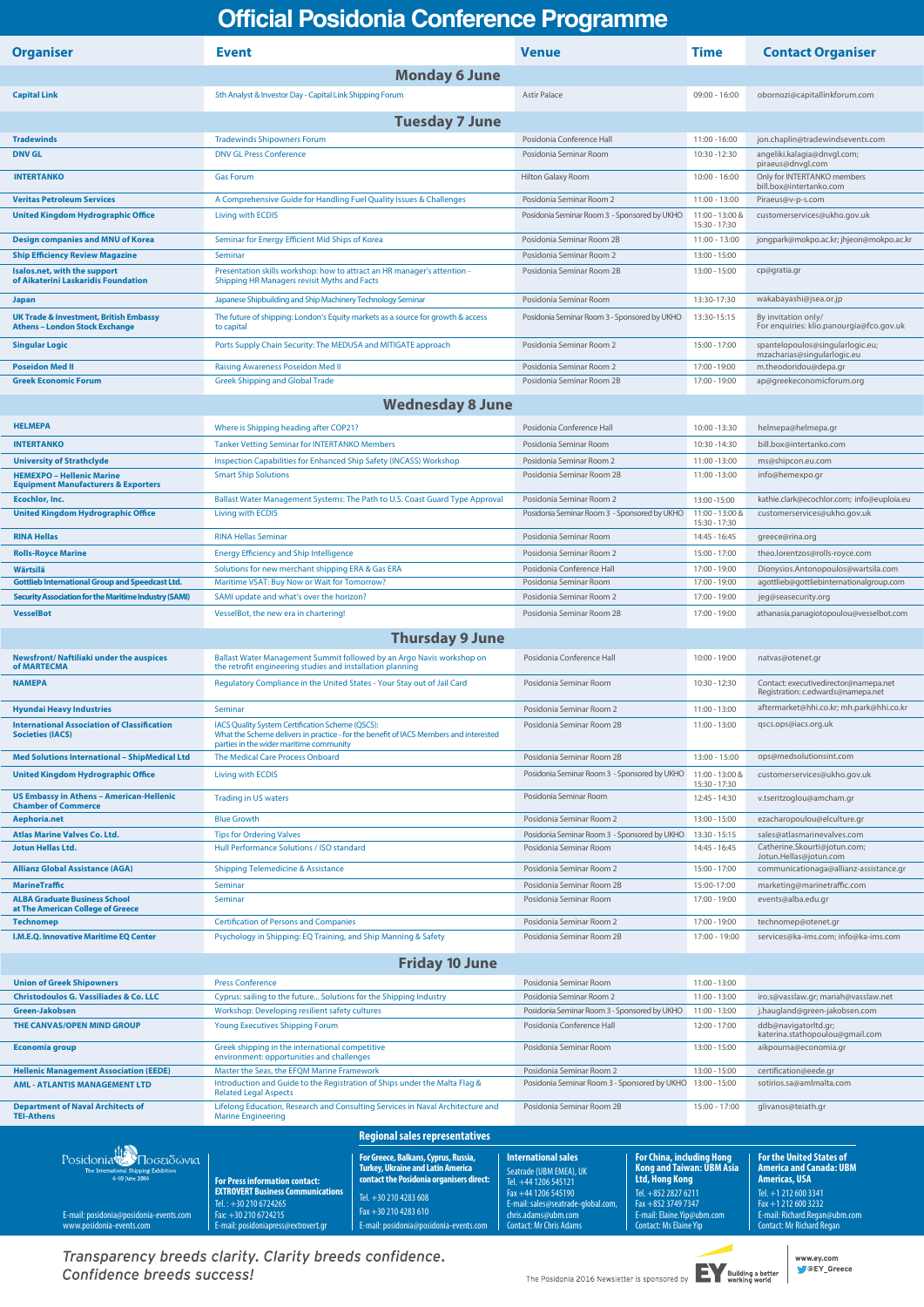# Official Posidonia Conference Programme

| Organiser | Event | Venue | Time | Contact Organiser |
|---|---|---|---|---|
| **Monday 6 June** | | | | |
| Capital Link | 5th Analyst & Investor Day - Capital Link Shipping Forum | Astir Palace | 09:00 - 16:00 | obornozi@capitallinkforum.com |
| **Tuesday 7 June** | | | | |
| Tradewinds | Tradewinds Shipowners Forum | Posidonia Conference Hall | 11:00 - 16:00 | jon.chaplin@tradewindsevents.com |
| DNV GL | DNV GL Press Conference | Posidonia Seminar Room | 10:30 -12:30 | angeliki.kalagia@dnvgl.com; piraeus@dnvgl.com |
| INTERTANKO | Gas Forum | Hilton Galaxy Room | 10:00 - 16:00 | Only for INTERTANKO members bill.box@intertanko.com |
| Veritas Petroleum Services | A Comprehensive Guide for Handling Fuel Quality Issues & Challenges | Posidonia Seminar Room 2 | 11:00 - 13:00 | Piraeus@v-p-s.com |
| United Kingdom Hydrographic Office | Living with ECDIS | Posidonia Seminar Room 3 - Sponsored by UKHO | 11:00 - 13:00 & 15:30 - 17:30 | customerservices@ukho.gov.uk |
| Design companies and MNU of Korea | Seminar for Energy Efficient Mid Ships of Korea | Posidonia Seminar Room 2B | 11:00 - 13:00 | jongpark@mokpo.ac.kr; jhjeon@mokpo.ac.kr |
| Ship Efficiency Review Magazine | Seminar | Posidonia Seminar Room 2 | 13:00 - 15:00 | |
| Isalos.net, with the support of Aikaterini Laskaridis Foundation | Presentation skills workshop: how to attract an HR manager's attention - Shipping HR Managers revisit Myths and Facts | Posidonia Seminar Room 2B | 13:00 - 15:00 | cp@gratia.gr |
| Japan | Japanese Shipbuilding and Ship Machinery Technology Seminar | Posidonia Seminar Room | 13:30-17:30 | wakabayashi@jsea.or.jp |
| UK Trade & Investment, British Embassy Athens – London Stock Exchange | The future of shipping: London's Equity markets as a source for growth & access to capital | Posidonia Seminar Room 3 - Sponsored by UKHO | 13:30-15:15 | By invitation only/ For enquiries: klio.panourgia@fco.gov.uk |
| Singular Logic | Ports Supply Chain Security: The MEDUSA and MITIGATE approach | Posidonia Seminar Room 2 | 15:00 - 17:00 | spantelopoulos@singularlogic.eu; mzacharias@singularlogic.eu |
| Poseidon Med II | Raising Awareness Poseidon Med II | Posidonia Seminar Room 2 | 17:00 - 19:00 | m.theodoridou@depa.gr |
| Greek Economic Forum | Greek Shipping and Global Trade | Posidonia Seminar Room 2B | 17:00 - 19:00 | ap@greekeconomicforum.org |
| **Wednesday 8 June** | | | | |
| HELMEPA | Where is Shipping heading after COP21? | Posidonia Conference Hall | 10:00 -13:30 | helmepa@helmepa.gr |
| INTERTANKO | Tanker Vetting Seminar for INTERTANKO Members | Posidonia Seminar Room | 10:30 -14:30 | bill.box@intertanko.com |
| University of Strathclyde | Inspection Capabilities for Enhanced Ship Safety (INCASS) Workshop | Posidonia Seminar Room 2 | 11:00 -13:00 | ms@shipcon.eu.com |
| HEMEXPO – Hellenic Marine Equipment Manufacturers & Exporters | Smart Ship Solutions | Posidonia Seminar Room 2B | 11:00 -13:00 | info@hemexpo.gr |
| Ecochlor, Inc. | Ballast Water Management Systems: The Path to U.S. Coast Guard Type Approval | Posidonia Seminar Room 2 | 13:00 -15:00 | kathie.clark@ecochlor.com; info@euploia.eu |
| United Kingdom Hydrographic Office | Living with ECDIS | Posidonia Seminar Room 3 - Sponsored by UKHO | 11:00 - 13:00 & 15:30 - 17:30 | customerservices@ukho.gov.uk |
| RINA Hellas | RINA Hellas Seminar | Posidonia Seminar Room | 14:45 - 16:45 | greece@rina.org |
| Rolls-Royce Marine | Energy Efficiency and Ship Intelligence | Posidonia Seminar Room 2 | 15:00 - 17:00 | theo.lorentzos@rolls-royce.com |
| Wärtsilä | Solutions for new merchant shipping ERA & Gas ERA | Posidonia Conference Hall | 17:00 - 19:00 | Dionysios.Antonopoulos@wartsila.com |
| Gottlieb International Group and Speedcast Ltd. | Maritime VSAT: Buy Now or Wait for Tomorrow? | Posidonia Seminar Room | 17:00 - 19:00 | agottlieb@gottliebinternationalgroup.com |
| Security Association for the Maritime Industry (SAMI) | SAMI update and what's over the horizon? | Posidonia Seminar Room 2 | 17:00 - 19:00 | jeg@seasecurity.org |
| VesselBot | VesselBot, the new era in chartering! | Posidonia Seminar Room 2B | 17:00 - 19:00 | athanasia.panagiotopoulou@vesselbot.com |
| **Thursday 9 June** | | | | |
| Newsfront/ Naftiliaki under the auspices of MARTECMA | Ballast Water Management Summit followed by an Argo Navis workshop on the retrofit engineering studies and installation planning | Posidonia Conference Hall | 10:00 - 19:00 | natvas@otenet.gr |
| NAMEPA | Regulatory Compliance in the United States - Your Stay out of Jail Card | Posidonia Seminar Room | 10:30 - 12:30 | Contact: executivedirector@namepa.net Registration: c.edwards@namepa.net |
| Hyundai Heavy Industries | Seminar | Posidonia Seminar Room 2 | 11:00 - 13:00 | aftermarket@hhi.co.kr; mh.park@hhi.co.kr |
| International Association of Classification Societies (IACS) | IACS Quality System Certification Scheme (QSCS): What the Scheme delivers in practice - for the benefit of IACS Members and interested parties in the wider maritime community | Posidonia Seminar Room 2B | 11:00 - 13:00 | qscs.ops@iacs.org.uk |
| Med Solutions International – ShipMedical Ltd | The Medical Care Process Onboard | Posidonia Seminar Room 2B | 13:00 - 15:00 | ops@medsolutionsint.com |
| United Kingdom Hydrographic Office | Living with ECDIS | Posidonia Seminar Room 3 - Sponsored by UKHO | 11:00 - 13:00 & 15:30 - 17:30 | customerservices@ukho.gov.uk |
| US Embassy in Athens – American-Hellenic Chamber of Commerce | Trading in US waters | Posidonia Seminar Room | 12:45 - 14:30 | v.tseritzoglou@amcham.gr |
| Aephoria.net | Blue Growth | Posidonia Seminar Room 2 | 13:00 - 15:00 | ezacharopoulou@elculture.gr |
| Atlas Marine Valves Co. Ltd. | Tips for Ordering Valves | Posidonia Seminar Room 3 - Sponsored by UKHO | 13:30 - 15:15 | sales@atlasmarinevalves.com |
| Jotun Hellas Ltd. | Hull Performance Solutions / ISO standard | Posidonia Seminar Room | 14:45 - 16:45 | Catherine.Skourti@jotun.com; Jotun.Hellas@jotun.com |
| Allianz Global Assistance (AGA) | Shipping Telemedicine & Assistance | Posidonia Seminar Room 2 | 15:00 - 17:00 | communicationaga@allianz-assistance.gr |
| MarineTraffic | Seminar | Posidonia Seminar Room 2B | 15:00-17:00 | marketing@marinetraffic.com |
| ALBA Graduate Business School at The American College of Greece | Seminar | Posidonia Seminar Room | 17:00 - 19:00 | events@alba.edu.gr |
| Technomep | Certification of Persons and Companies | Posidonia Seminar Room 2 | 17:00 - 19:00 | technomep@otenet.gr |
| I.M.E.Q. Innovative Maritime EQ Center | Psychology in Shipping: EQ Training, and Ship Manning & Safety | Posidonia Seminar Room 2B | 17:00 - 19:00 | services@ka-ims.com; info@ka-ims.com |
| **Friday 10 June** | | | | |
| Union of Greek Shipowners | Press Conference | Posidonia Seminar Room | 11:00 - 13:00 | |
| Christodoulos G. Vassiliades & Co. LLC | Cyprus: sailing to the future... Solutions for the Shipping Industry | Posidonia Seminar Room 2 | 11:00 - 13:00 | iro.s@vasslaw.gr; mariah@vasslaw.net |
| Green-Jakobsen | Workshop: Developing resilient safety cultures | Posidonia Seminar Room 3 - Sponsored by UKHO | 11:00 - 13:00 | j.haugland@green-jakobsen.com |
| THE CANVAS/OPEN MIND GROUP | Young Executives Shipping Forum | Posidonia Conference Hall | 12:00 - 17:00 | ddb@navigatorltd.gr; katerina.stathopoulou@gmail.com |
| Economia group | Greek shipping in the international competitive environment: opportunities and challenges | Posidonia Seminar Room | 13:00 - 15:00 | aikpourna@economia.gr |
| Hellenic Management Association (EEDE) | Master the Seas, the EFQM Marine Framework | Posidonia Seminar Room 2 | 13:00 - 15:00 | certification@eede.gr |
| AML - ATLANTIS MANAGEMENT LTD | Introduction and Guide to the Registration of Ships under the Malta Flag & Related Legal Aspects | Posidonia Seminar Room 3 - Sponsored by UKHO | 13:00 - 15:00 | sotirios.sa@amlmalta.com |
| Department of Naval Architects of TEI-Athens | Lifelong Education, Research and Consulting Services in Naval Architecture and Marine Engineering | Posidonia Seminar Room 2B | 15:00 - 17:00 | glivanos@teiath.gr |

Posidonia Ποσειδώνια
The International Shipping Exhibition
6-10 June 2016

E-mail: posidonia@posidonia-events.com
www.posidonia-events.com

**For Press information contact: EXTROVERT Business Communications**
Tel. : +30 210 6724265
Fax: +30 210 6724215
E-mail: posidoniapress@extrovert.gr

## Regional sales representatives

**For Greece, Balkans, Cyprus, Russia, Turkey, Ukraine and Latin America contact the Posidonia organisers direct:**
Tel. +30 210 4283 608
Fax +30 210 4283 610
E-mail: posidonia@posidonia-events.com

**International sales**
Seatrade (UBM EMEA), UK
Tel. +44 1206 545121
Fax +44 1206 545190
E-mail: sales@seatrade-global.com, chris.adams@ubm.com
Contact: Mr Chris Adams

**For China, including Hong Kong and Taiwan: UBM Asia Ltd, Hong Kong**
Tel. +852 2827 6211
Fax +852 3749 7347
E-mail: Elaine.Yip@ubm.com
Contact: Ms Elaine Yip

**For the United States of America and Canada: UBM Americas, USA**
Tel. +1 212 600 3341
Fax +1 212 600 3232
E-mail: Richard.Regan@ubm.com
Contact: Mr Richard Regan

*Transparency breeds clarity. Clarity breeds confidence. Confidence breeds success!*

The Posidonia 2016 Newsletter is sponsored by EY Building a better working world

www.ey.com
@EY_Greece